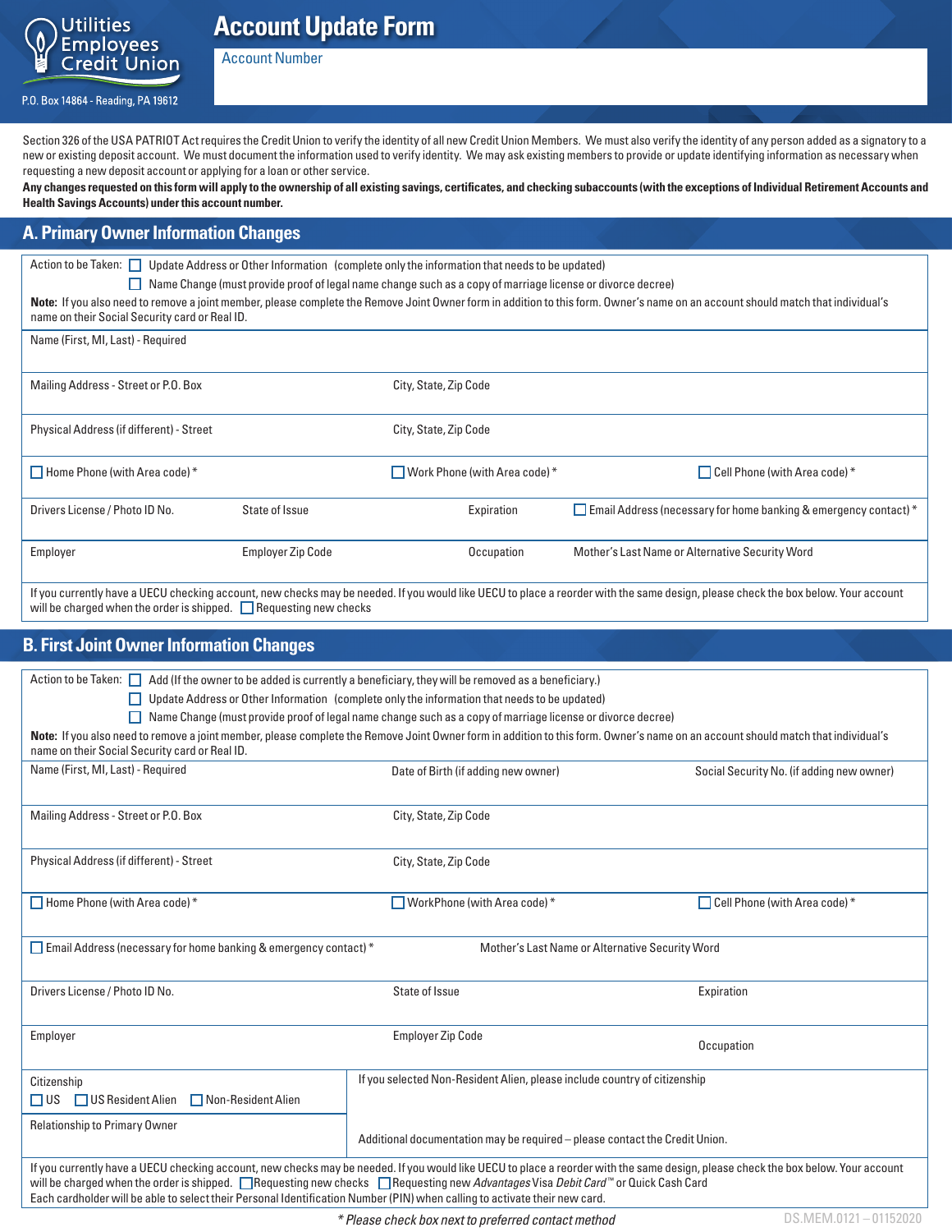Utilities Employees Credit Union

P.O. Box 14864 - Reading, PA 19612

# Account Update Form

Account Number

Section 326 of the USA PATRIOT Act requires the Credit Union to verify the identity of all new Credit Union Members. We must also verify the identity of any person added as a signatory to a new or existing deposit account. We must document the information used to verify identity. We may ask existing members to provide or update identifying information as necessary when requesting a new deposit account or applying for a loan or other service.

**Any changes requested on this form will apply to the ownership of all existing savings, certificates, and checking subaccounts (with the exceptions of Individual Retirement Accounts and Health Savings Accounts) under this account number.**

## A. Primary Owner Information Changes

Action to be Taken: ☐ Update Address or Other Information (complete only the information that needs to be updated)
☐ Name Change (must provide proof of legal name change such as a copy of marriage license or divorce decree)

**Note:** If you also need to remove a joint member, please complete the Remove Joint Owner form in addition to this form. Owner's name on an account should match that individual's name on their Social Security card or Real ID.

| Name (First, MI, Last) - Required | | | |
|---|---|---|---|
| Mailing Address - Street or P.O. Box | | City, State, Zip Code | |
| Physical Address (if different) - Street | | City, State, Zip Code | |
| ☐ Home Phone (with Area code) * | | ☐ Work Phone (with Area code) * | ☐ Cell Phone (with Area code) * |
| Drivers License / Photo ID No. | State of Issue | Expiration | ☐ Email Address (necessary for home banking & emergency contact) * |
| Employer | Employer Zip Code | Occupation | Mother's Last Name or Alternative Security Word |

If you currently have a UECU checking account, new checks may be needed. If you would like UECU to place a reorder with the same design, please check the box below. Your account will be charged when the order is shipped. ☐ Requesting new checks

## B. First Joint Owner Information Changes

Action to be Taken: ☐ Add (If the owner to be added is currently a beneficiary, they will be removed as a beneficiary.)
☐ Update Address or Other Information (complete only the information that needs to be updated)
☐ Name Change (must provide proof of legal name change such as a copy of marriage license or divorce decree)

**Note:** If you also need to remove a joint member, please complete the Remove Joint Owner form in addition to this form. Owner's name on an account should match that individual's name on their Social Security card or Real ID.

| Name (First, MI, Last) - Required | Date of Birth (if adding new owner) | Social Security No. (if adding new owner) |
|---|---|---|
| Mailing Address - Street or P.O. Box | City, State, Zip Code | |
| Physical Address (if different) - Street | City, State, Zip Code | |
| ☐ Home Phone (with Area code) * | ☐ WorkPhone (with Area code) * | ☐ Cell Phone (with Area code) * |
| ☐ Email Address (necessary for home banking & emergency contact) * | Mother's Last Name or Alternative Security Word | |
| Drivers License / Photo ID No. | State of Issue | Expiration |
| Employer | Employer Zip Code | Occupation |

| Citizenship ☐ US ☐ US Resident Alien ☐ Non-Resident Alien | If you selected Non-Resident Alien, please include country of citizenship |
|---|---|
| Relationship to Primary Owner | Additional documentation may be required – please contact the Credit Union. |

If you currently have a UECU checking account, new checks may be needed. If you would like UECU to place a reorder with the same design, please check the box below. Your account will be charged when the order is shipped. ☐ Requesting new checks ☐ Requesting new *Advantages* Visa *Debit Card*™ or Quick Cash Card
Each cardholder will be able to select their Personal Identification Number (PIN) when calling to activate their new card.

*\* Please check box next to preferred contact method*

DS.MEM.0121 – 01152020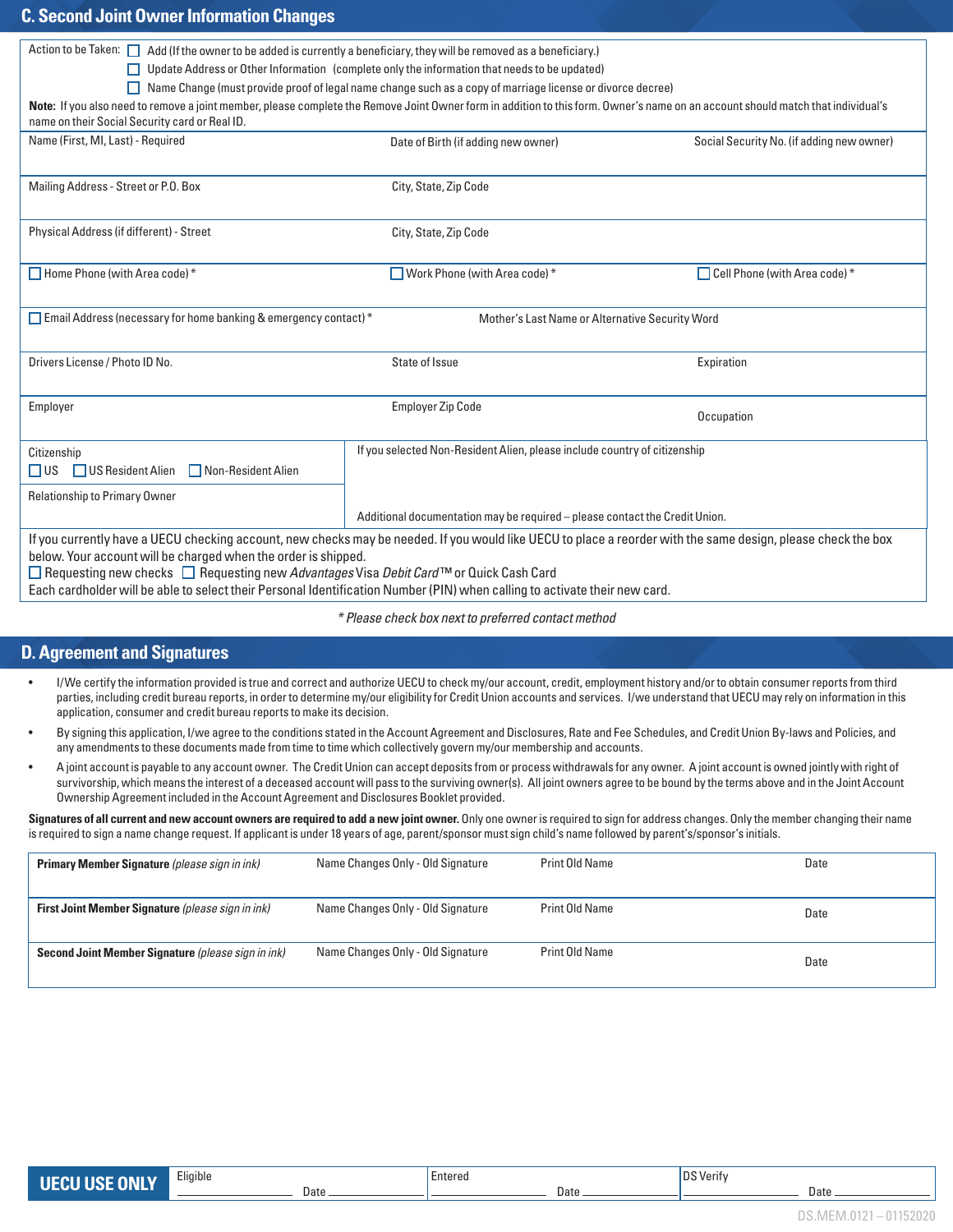## C. Second Joint Owner Information Changes

Action to be Taken:
- ☐ Add (If the owner to be added is currently a beneficiary, they will be removed as a beneficiary.)
- ☐ Update Address or Other Information (complete only the information that needs to be updated)
- ☐ Name Change (must provide proof of legal name change such as a copy of marriage license or divorce decree)

**Note:** If you also need to remove a joint member, please complete the Remove Joint Owner form in addition to this form. Owner's name on an account should match that individual's name on their Social Security card or Real ID.

| | | |
|---|---|---|
| Name (First, MI, Last) - Required | Date of Birth (if adding new owner) | Social Security No. (if adding new owner) |
| Mailing Address - Street or P.O. Box | City, State, Zip Code | |
| Physical Address (if different) - Street | City, State, Zip Code | |
| ☐ Home Phone (with Area code) * | ☐ Work Phone (with Area code) * | ☐ Cell Phone (with Area code) * |
| ☐ Email Address (necessary for home banking & emergency contact) * | Mother's Last Name or Alternative Security Word | |
| Drivers License / Photo ID No. | State of Issue | Expiration |
| Employer | Employer Zip Code | Occupation |
| Citizenship ☐ US ☐ US Resident Alien ☐ Non-Resident Alien | If you selected Non-Resident Alien, please include country of citizenship | |
| Relationship to Primary Owner | Additional documentation may be required – please contact the Credit Union. | |

If you currently have a UECU checking account, new checks may be needed. If you would like UECU to place a reorder with the same design, please check the box below. Your account will be charged when the order is shipped.
☐ Requesting new checks ☐ Requesting new *Advantages* Visa *Debit Card*™ or Quick Cash Card
Each cardholder will be able to select their Personal Identification Number (PIN) when calling to activate their new card.

*\* Please check box next to preferred contact method*

## D. Agreement and Signatures

- I/We certify the information provided is true and correct and authorize UECU to check my/our account, credit, employment history and/or to obtain consumer reports from third parties, including credit bureau reports, in order to determine my/our eligibility for Credit Union accounts and services. I/we understand that UECU may rely on information in this application, consumer and credit bureau reports to make its decision.
- By signing this application, I/we agree to the conditions stated in the Account Agreement and Disclosures, Rate and Fee Schedules, and Credit Union By-laws and Policies, and any amendments to these documents made from time to time which collectively govern my/our membership and accounts.
- A joint account is payable to any account owner. The Credit Union can accept deposits from or process withdrawals for any owner. A joint account is owned jointly with right of survivorship, which means the interest of a deceased account will pass to the surviving owner(s). All joint owners agree to be bound by the terms above and in the Joint Account Ownership Agreement included in the Account Agreement and Disclosures Booklet provided.

**Signatures of all current and new account owners are required to add a new joint owner.** Only one owner is required to sign for address changes. Only the member changing their name is required to sign a name change request. If applicant is under 18 years of age, parent/sponsor must sign child's name followed by parent's/sponsor's initials.

| | | | |
|---|---|---|---|
| **Primary Member Signature** *(please sign in ink)* | Name Changes Only - Old Signature | Print Old Name | Date |
| **First Joint Member Signature** *(please sign in ink)* | Name Changes Only - Old Signature | Print Old Name | Date |
| **Second Joint Member Signature** *(please sign in ink)* | Name Changes Only - Old Signature | Print Old Name | Date |

| UECU USE ONLY | | | |
|---|---|---|---|
| | Eligible ______ Date ______ | Entered ______ Date ______ | DS Verify ______ Date ______ |

DS.MEM.0121 – 01152020